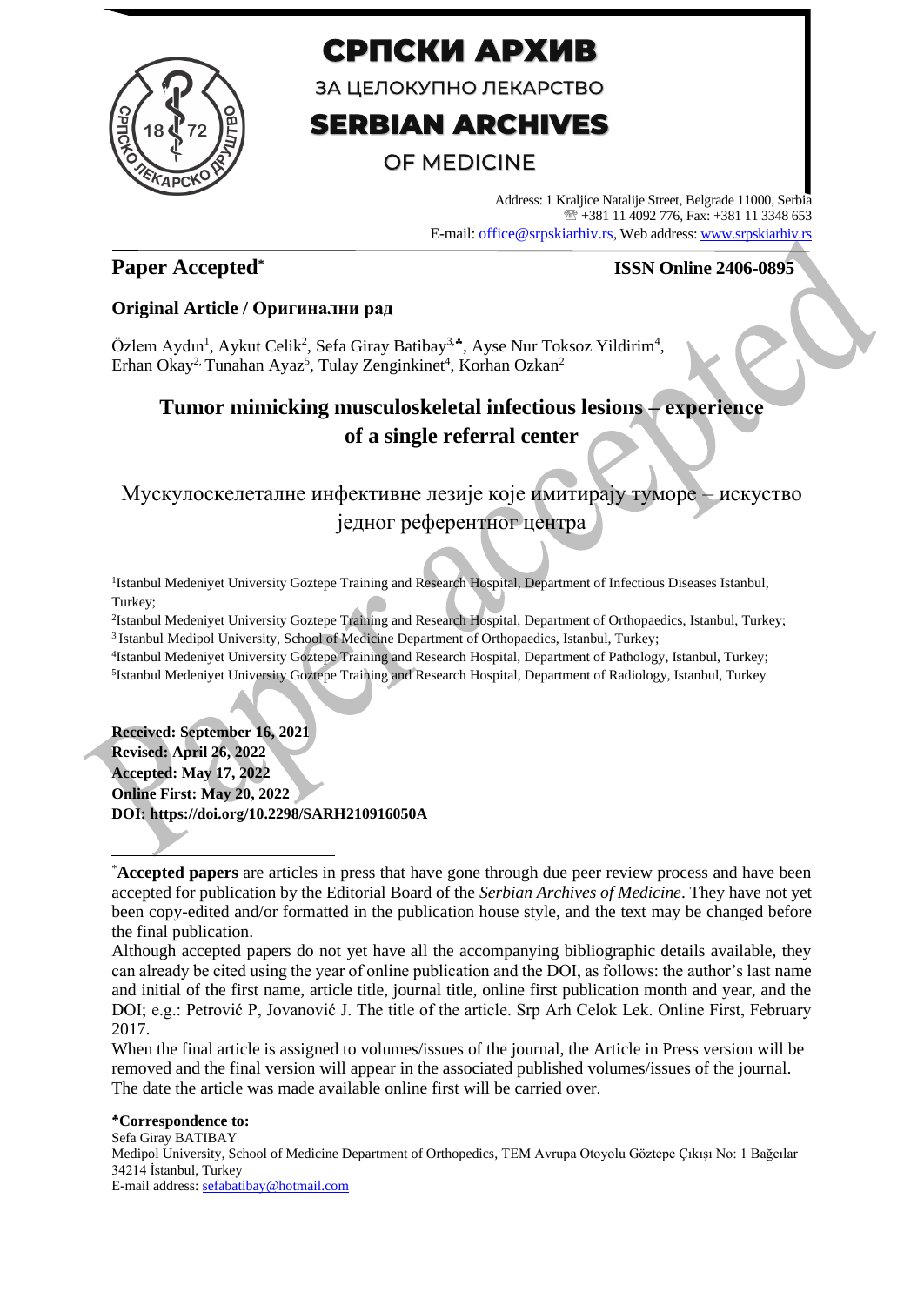# СРПСКИ АРХИВ

ЗА ЦЕЛОКУПНО ЛЕКАРСТВО

# SERBIAN ARCHIVES

OF MEDICINE

Address: 1 Kraljice Natalije Street, Belgrade 11000, Serbia
☏ +381 11 4092 776, Fax: +381 11 3348 653
E-mail: office@srpskiarhiv.rs, Web address: www.srpskiarhiv.rs

**Paper Accepted***

**ISSN Online 2406-0895**

**Original Article / Оригинални рад**

Özlem Aydın[1], Aykut Celik[2], Sefa Giray Batibay[3,♣], Ayse Nur Toksoz Yildirim[4], Erhan Okay[2], Tunahan Ayaz[5], Tulay Zenginkinet[4], Korhan Ozkan[2]

## Tumor mimicking musculoskeletal infectious lesions – experience of a single referral center

## Мускулоскелеталне инфективне лезије које имитирају туморе – искуство једног референтног центра

[1]Istanbul Medeniyet University Goztepe Training and Research Hospital, Department of Infectious Diseases Istanbul, Turkey;

[2]Istanbul Medeniyet University Goztepe Training and Research Hospital, Department of Orthopaedics, Istanbul, Turkey;

[3]Istanbul Medipol University, School of Medicine Department of Orthopaedics, Istanbul, Turkey;

[4]Istanbul Medeniyet University Goztepe Training and Research Hospital, Department of Pathology, Istanbul, Turkey;

[5]Istanbul Medeniyet University Goztepe Training and Research Hospital, Department of Radiology, Istanbul, Turkey

**Received: September 16, 2021**
**Revised: April 26, 2022**
**Accepted: May 17, 2022**
**Online First: May 20, 2022**
**DOI: https://doi.org/10.2298/SARH210916050A**

---

***Accepted papers** are articles in press that have gone through due peer review process and have been accepted for publication by the Editorial Board of the *Serbian Archives of Medicine*. They have not yet been copy-edited and/or formatted in the publication house style, and the text may be changed before the final publication.

Although accepted papers do not yet have all the accompanying bibliographic details available, they can already be cited using the year of online publication and the DOI, as follows: the author's last name and initial of the first name, article title, journal title, online first publication month and year, and the DOI; e.g.: Petrović P, Jovanović J. The title of the article. Srp Arh Celok Lek. Online First, February 2017.

When the final article is assigned to volumes/issues of the journal, the Article in Press version will be removed and the final version will appear in the associated published volumes/issues of the journal. The date the article was made available online first will be carried over.

**♣Correspondence to:**
Sefa Giray BATIBAY
Medipol University, School of Medicine Department of Orthopedics, TEM Avrupa Otoyolu Göztepe Çıkışı No: 1 Bağcılar 34214 İstanbul, Turkey
E-mail address: sefabatibay@hotmail.com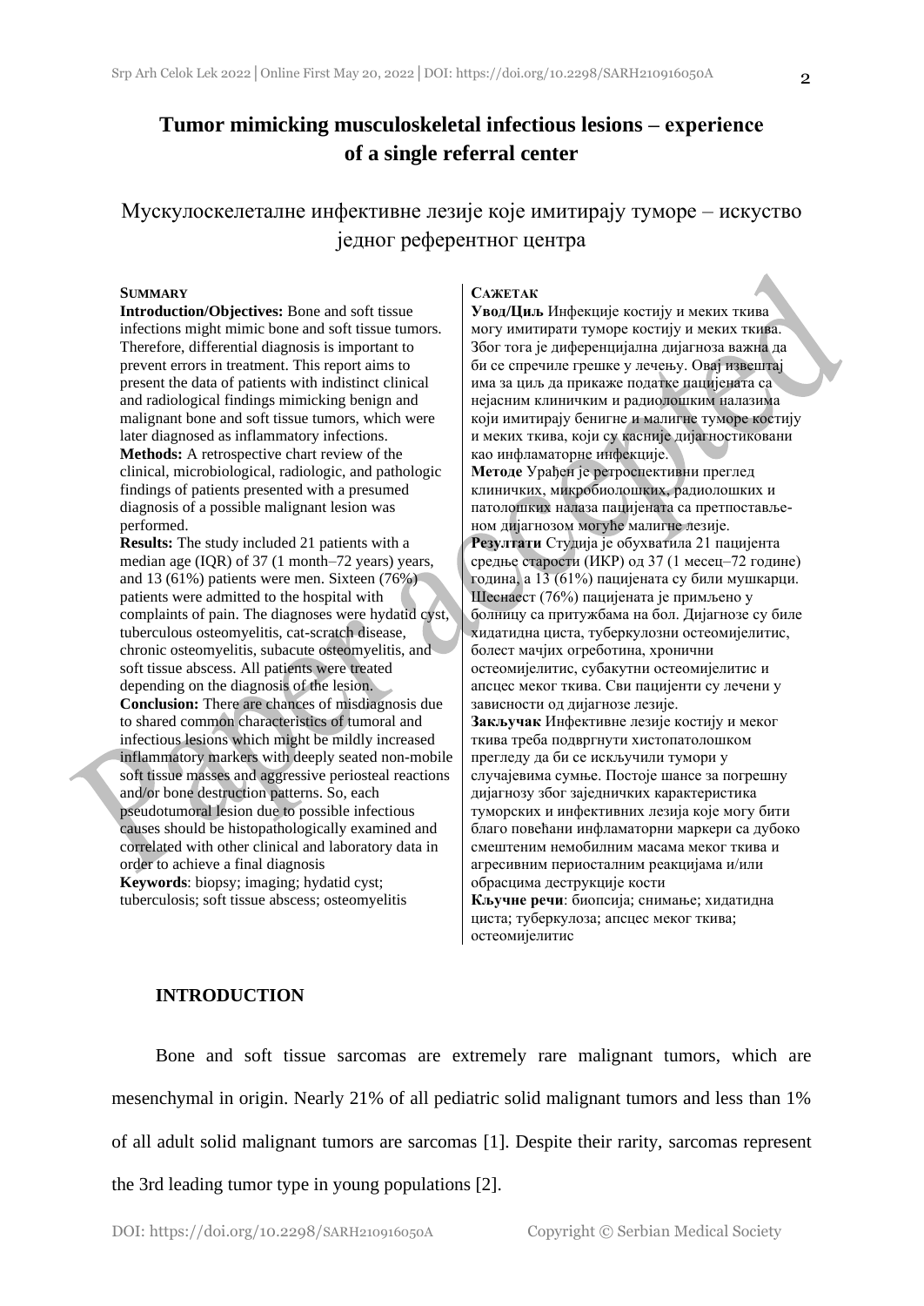# Tumor mimicking musculoskeletal infectious lesions – experience of a single referral center

## Мускулоскелеталне инфективне лезије које имитирају туморе – искуство једног референтног центра

**SUMMARY**

**Introduction/Objectives:** Bone and soft tissue infections might mimic bone and soft tissue tumors. Therefore, differential diagnosis is important to prevent errors in treatment. This report aims to present the data of patients with indistinct clinical and radiological findings mimicking benign and malignant bone and soft tissue tumors, which were later diagnosed as inflammatory infections.

**Methods:** A retrospective chart review of the clinical, microbiological, radiologic, and pathologic findings of patients presented with a presumed diagnosis of a possible malignant lesion was performed.

**Results:** The study included 21 patients with a median age (IQR) of 37 (1 month–72 years) years, and 13 (61%) patients were men. Sixteen (76%) patients were admitted to the hospital with complaints of pain. The diagnoses were hydatid cyst, tuberculous osteomyelitis, cat-scratch disease, chronic osteomyelitis, subacute osteomyelitis, and soft tissue abscess. All patients were treated depending on the diagnosis of the lesion.

**Conclusion:** There are chances of misdiagnosis due to shared common characteristics of tumoral and infectious lesions which might be mildly increased inflammatory markers with deeply seated non-mobile soft tissue masses and aggressive periosteal reactions and/or bone destruction patterns. So, each pseudotumoral lesion due to possible infectious causes should be histopathologically examined and correlated with other clinical and laboratory data in order to achieve a final diagnosis

**Keywords**: biopsy; imaging; hydatid cyst; tuberculosis; soft tissue abscess; osteomyelitis

**САЖЕТАК**

**Увод/Циљ** Инфекције костију и меких ткива могу имитирати туморе костију и меких ткива. Због тога је диференцијална дијагноза важна да би се спречиле грешке у лечењу. Овај извештај има за циљ да прикаже податке пацијената са нејасним клиничким и радиолошким налазима који имитирају бенигне и малигне туморе костију и меких ткива, који су касније дијагностиковани као инфламаторне инфекције.

**Методе** Урађен је ретроспективни преглед клиничких, микробиолошких, радиолошких и патолошких налаза пацијената са претпостављеном дијагнозом могуће малигне лезије.

**Резултати** Студија је обухватила 21 пацијента средње старости (ИКР) од 37 (1 месец–72 године) година, а 13 (61%) пацијената су били мушкарци. Шеснаест (76%) пацијената је примљено у болницу са притужбама на бол. Дијагнозе су биле хидатидна циста, туберкулозни остеомијелитис, болест мачјих огреботина, хронични остеомијелитис, субакутни остеомијелитис и апсцес меког ткива. Сви пацијенти су лечени у зависности од дијагнозе лезије.

**Закључак** Инфективне лезије костију и меког ткива треба подвргнути хистопатолошком прегледу да би се искључили тумори у случајевима сумње. Постоје шансе за погрешну дијагнозу због заједничких карактеристика туморских и инфективних лезија које могу бити благо повећани инфламаторни маркери са дубоко смештеним немобилним масама меког ткива и агресивним периосталним реакцијама и/или обрасцима деструкције кости

**Кључне речи**: биопсија; снимање; хидатидна циста; туберкулоза; апсцес меког ткива; остеомијелитис

## INTRODUCTION

Bone and soft tissue sarcomas are extremely rare malignant tumors, which are mesenchymal in origin. Nearly 21% of all pediatric solid malignant tumors and less than 1% of all adult solid malignant tumors are sarcomas [1]. Despite their rarity, sarcomas represent the 3rd leading tumor type in young populations [2].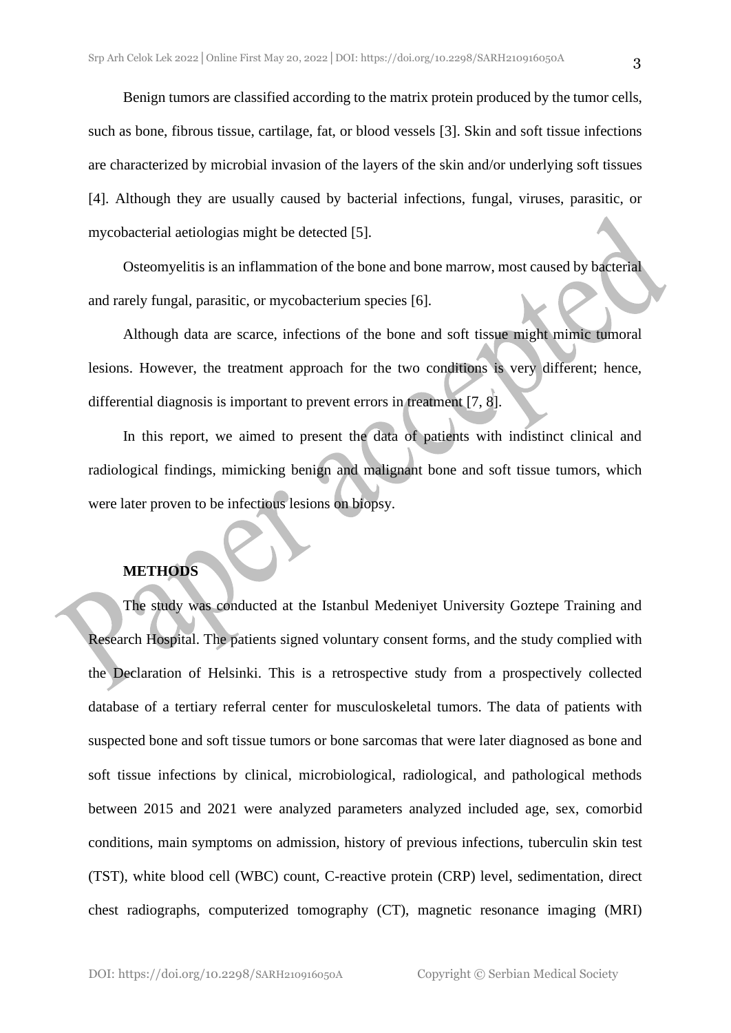Benign tumors are classified according to the matrix protein produced by the tumor cells, such as bone, fibrous tissue, cartilage, fat, or blood vessels [3]. Skin and soft tissue infections are characterized by microbial invasion of the layers of the skin and/or underlying soft tissues [4]. Although they are usually caused by bacterial infections, fungal, viruses, parasitic, or mycobacterial aetiologias might be detected [5].

Osteomyelitis is an inflammation of the bone and bone marrow, most caused by bacterial and rarely fungal, parasitic, or mycobacterium species [6].

Although data are scarce, infections of the bone and soft tissue might mimic tumoral lesions. However, the treatment approach for the two conditions is very different; hence, differential diagnosis is important to prevent errors in treatment [7, 8].

In this report, we aimed to present the data of patients with indistinct clinical and radiological findings, mimicking benign and malignant bone and soft tissue tumors, which were later proven to be infectious lesions on biopsy.

## METHODS

The study was conducted at the Istanbul Medeniyet University Goztepe Training and Research Hospital. The patients signed voluntary consent forms, and the study complied with the Declaration of Helsinki. This is a retrospective study from a prospectively collected database of a tertiary referral center for musculoskeletal tumors. The data of patients with suspected bone and soft tissue tumors or bone sarcomas that were later diagnosed as bone and soft tissue infections by clinical, microbiological, radiological, and pathological methods between 2015 and 2021 were analyzed parameters analyzed included age, sex, comorbid conditions, main symptoms on admission, history of previous infections, tuberculin skin test (TST), white blood cell (WBC) count, C-reactive protein (CRP) level, sedimentation, direct chest radiographs, computerized tomography (CT), magnetic resonance imaging (MRI)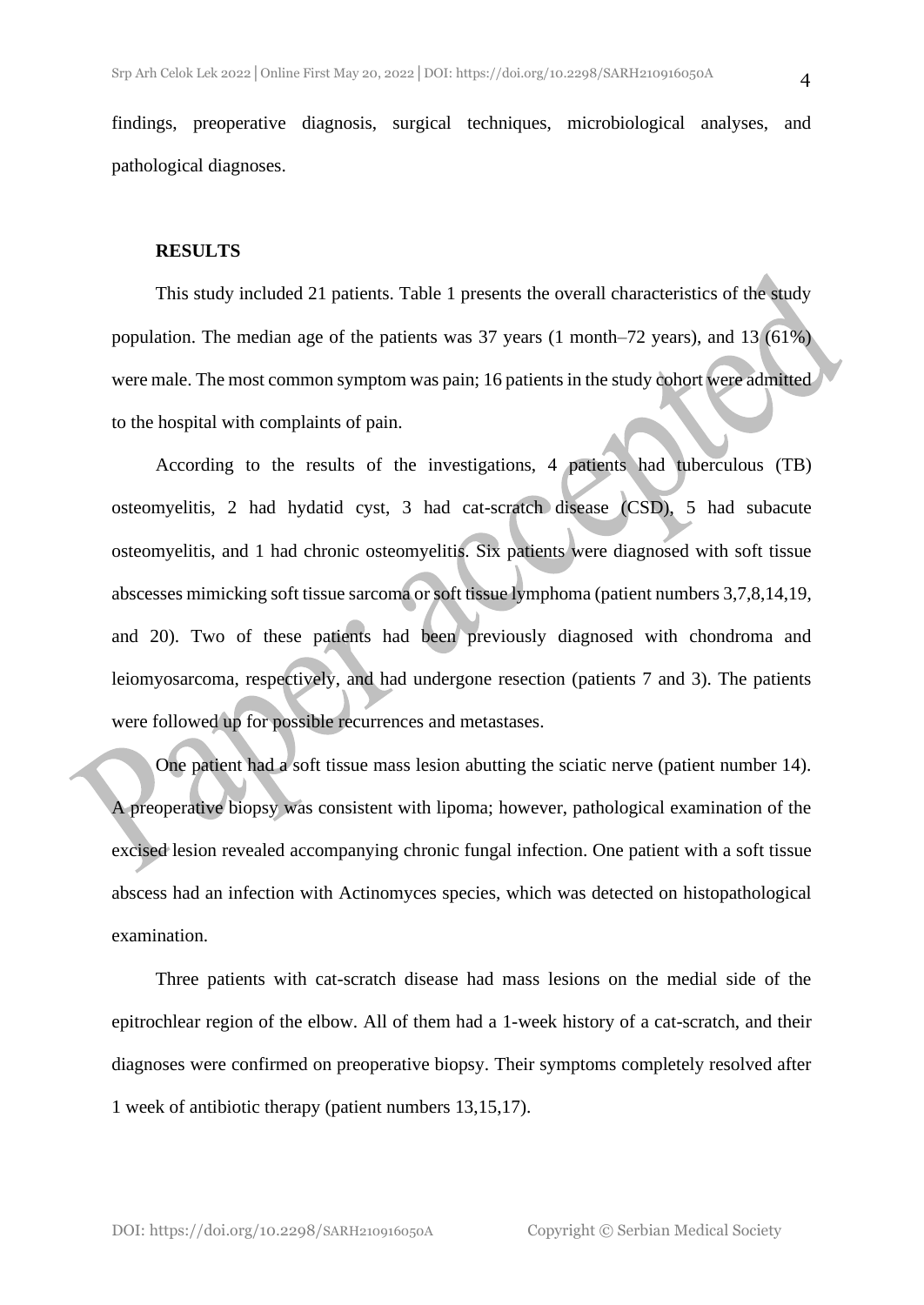findings, preoperative diagnosis, surgical techniques, microbiological analyses, and pathological diagnoses.

## RESULTS

This study included 21 patients. Table 1 presents the overall characteristics of the study population. The median age of the patients was 37 years (1 month–72 years), and 13 (61%) were male. The most common symptom was pain; 16 patients in the study cohort were admitted to the hospital with complaints of pain.

According to the results of the investigations, 4 patients had tuberculous (TB) osteomyelitis, 2 had hydatid cyst, 3 had cat-scratch disease (CSD), 5 had subacute osteomyelitis, and 1 had chronic osteomyelitis. Six patients were diagnosed with soft tissue abscesses mimicking soft tissue sarcoma or soft tissue lymphoma (patient numbers 3,7,8,14,19, and 20). Two of these patients had been previously diagnosed with chondroma and leiomyosarcoma, respectively, and had undergone resection (patients 7 and 3). The patients were followed up for possible recurrences and metastases.

One patient had a soft tissue mass lesion abutting the sciatic nerve (patient number 14). A preoperative biopsy was consistent with lipoma; however, pathological examination of the excised lesion revealed accompanying chronic fungal infection. One patient with a soft tissue abscess had an infection with Actinomyces species, which was detected on histopathological examination.

Three patients with cat-scratch disease had mass lesions on the medial side of the epitrochlear region of the elbow. All of them had a 1-week history of a cat-scratch, and their diagnoses were confirmed on preoperative biopsy. Their symptoms completely resolved after 1 week of antibiotic therapy (patient numbers 13,15,17).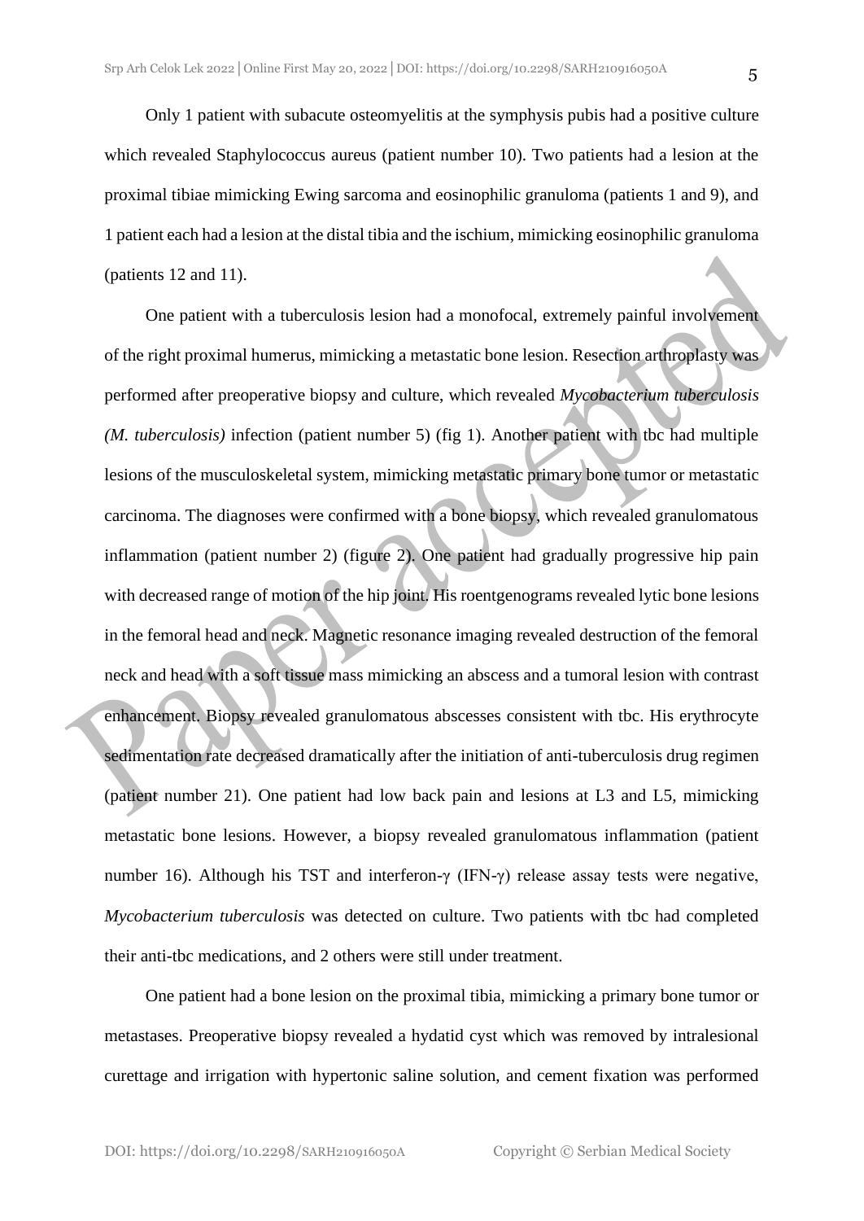Only 1 patient with subacute osteomyelitis at the symphysis pubis had a positive culture which revealed Staphylococcus aureus (patient number 10). Two patients had a lesion at the proximal tibiae mimicking Ewing sarcoma and eosinophilic granuloma (patients 1 and 9), and 1 patient each had a lesion at the distal tibia and the ischium, mimicking eosinophilic granuloma (patients 12 and 11).

One patient with a tuberculosis lesion had a monofocal, extremely painful involvement of the right proximal humerus, mimicking a metastatic bone lesion. Resection arthroplasty was performed after preoperative biopsy and culture, which revealed *Mycobacterium tuberculosis (M. tuberculosis)* infection (patient number 5) (fig 1). Another patient with tbc had multiple lesions of the musculoskeletal system, mimicking metastatic primary bone tumor or metastatic carcinoma. The diagnoses were confirmed with a bone biopsy, which revealed granulomatous inflammation (patient number 2) (figure 2). One patient had gradually progressive hip pain with decreased range of motion of the hip joint. His roentgenograms revealed lytic bone lesions in the femoral head and neck. Magnetic resonance imaging revealed destruction of the femoral neck and head with a soft tissue mass mimicking an abscess and a tumoral lesion with contrast enhancement. Biopsy revealed granulomatous abscesses consistent with tbc. His erythrocyte sedimentation rate decreased dramatically after the initiation of anti-tuberculosis drug regimen (patient number 21). One patient had low back pain and lesions at L3 and L5, mimicking metastatic bone lesions. However, a biopsy revealed granulomatous inflammation (patient number 16). Although his TST and interferon-γ (IFN-γ) release assay tests were negative, *Mycobacterium tuberculosis* was detected on culture. Two patients with tbc had completed their anti-tbc medications, and 2 others were still under treatment.

One patient had a bone lesion on the proximal tibia, mimicking a primary bone tumor or metastases. Preoperative biopsy revealed a hydatid cyst which was removed by intralesional curettage and irrigation with hypertonic saline solution, and cement fixation was performed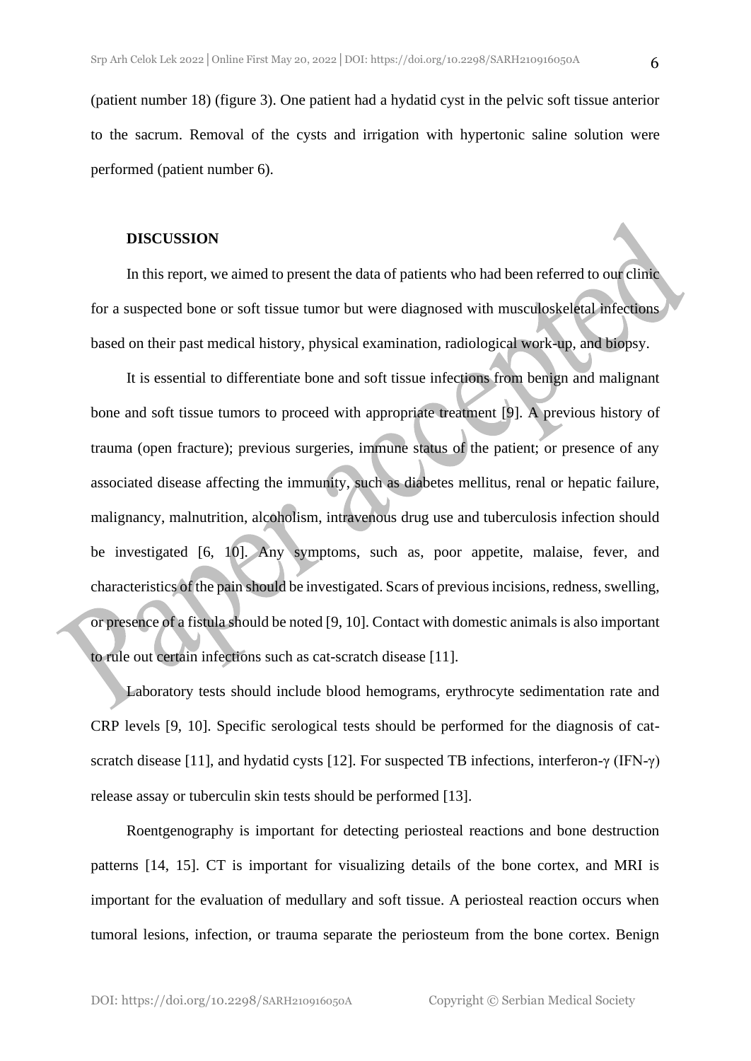(patient number 18) (figure 3). One patient had a hydatid cyst in the pelvic soft tissue anterior to the sacrum. Removal of the cysts and irrigation with hypertonic saline solution were performed (patient number 6).

## DISCUSSION

In this report, we aimed to present the data of patients who had been referred to our clinic for a suspected bone or soft tissue tumor but were diagnosed with musculoskeletal infections based on their past medical history, physical examination, radiological work-up, and biopsy.

It is essential to differentiate bone and soft tissue infections from benign and malignant bone and soft tissue tumors to proceed with appropriate treatment [9]. A previous history of trauma (open fracture); previous surgeries, immune status of the patient; or presence of any associated disease affecting the immunity, such as diabetes mellitus, renal or hepatic failure, malignancy, malnutrition, alcoholism, intravenous drug use and tuberculosis infection should be investigated [6, 10]. Any symptoms, such as, poor appetite, malaise, fever, and characteristics of the pain should be investigated. Scars of previous incisions, redness, swelling, or presence of a fistula should be noted [9, 10]. Contact with domestic animals is also important to rule out certain infections such as cat-scratch disease [11].

Laboratory tests should include blood hemograms, erythrocyte sedimentation rate and CRP levels [9, 10]. Specific serological tests should be performed for the diagnosis of cat-scratch disease [11], and hydatid cysts [12]. For suspected TB infections, interferon-γ (IFN-γ) release assay or tuberculin skin tests should be performed [13].

Roentgenography is important for detecting periosteal reactions and bone destruction patterns [14, 15]. CT is important for visualizing details of the bone cortex, and MRI is important for the evaluation of medullary and soft tissue. A periosteal reaction occurs when tumoral lesions, infection, or trauma separate the periosteum from the bone cortex. Benign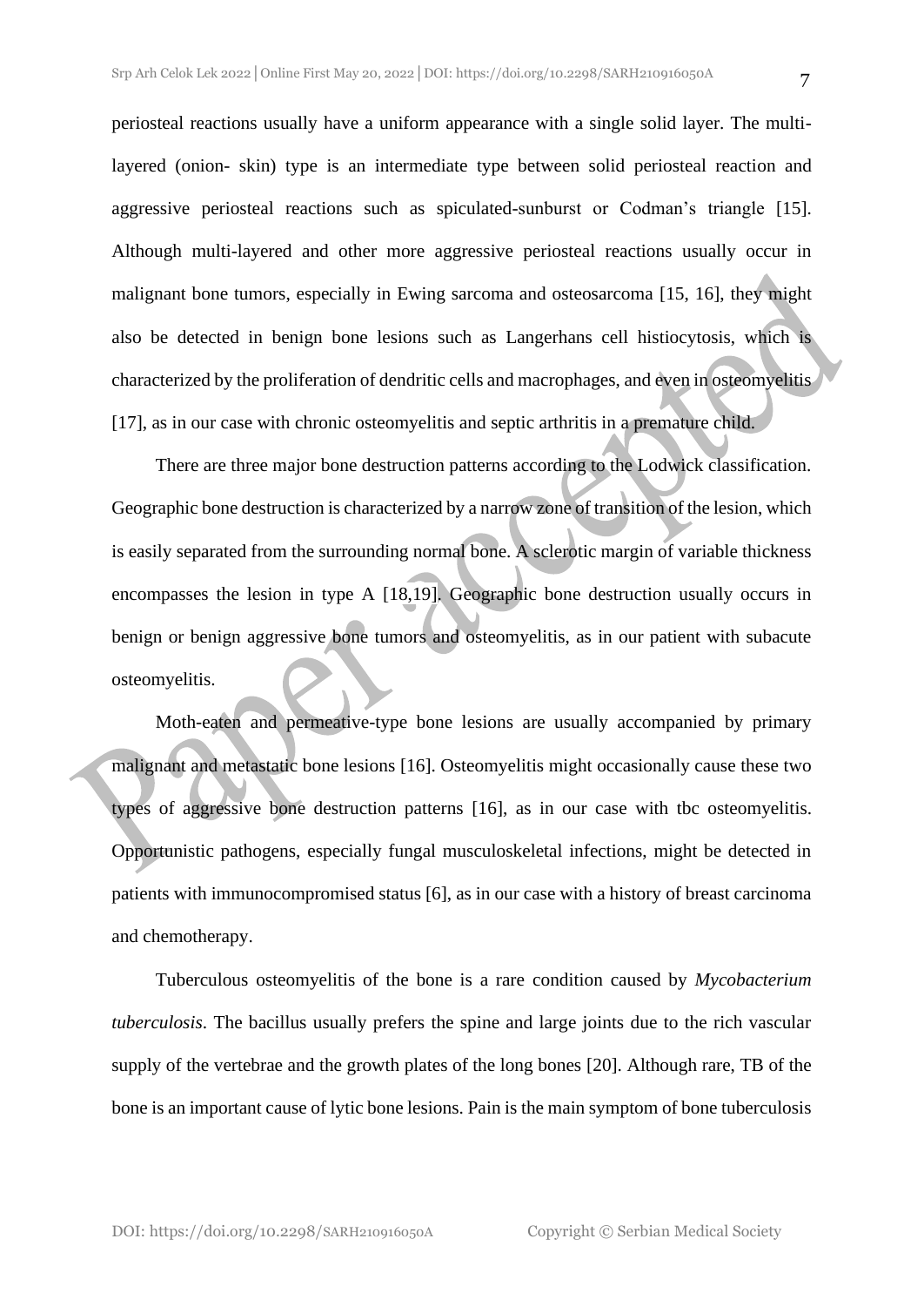periosteal reactions usually have a uniform appearance with a single solid layer. The multi-layered (onion- skin) type is an intermediate type between solid periosteal reaction and aggressive periosteal reactions such as spiculated-sunburst or Codman's triangle [15]. Although multi-layered and other more aggressive periosteal reactions usually occur in malignant bone tumors, especially in Ewing sarcoma and osteosarcoma [15, 16], they might also be detected in benign bone lesions such as Langerhans cell histiocytosis, which is characterized by the proliferation of dendritic cells and macrophages, and even in osteomyelitis [17], as in our case with chronic osteomyelitis and septic arthritis in a premature child.

There are three major bone destruction patterns according to the Lodwick classification. Geographic bone destruction is characterized by a narrow zone of transition of the lesion, which is easily separated from the surrounding normal bone. A sclerotic margin of variable thickness encompasses the lesion in type A [18,19]. Geographic bone destruction usually occurs in benign or benign aggressive bone tumors and osteomyelitis, as in our patient with subacute osteomyelitis.

Moth-eaten and permeative-type bone lesions are usually accompanied by primary malignant and metastatic bone lesions [16]. Osteomyelitis might occasionally cause these two types of aggressive bone destruction patterns [16], as in our case with tbc osteomyelitis. Opportunistic pathogens, especially fungal musculoskeletal infections, might be detected in patients with immunocompromised status [6], as in our case with a history of breast carcinoma and chemotherapy.

Tuberculous osteomyelitis of the bone is a rare condition caused by *Mycobacterium tuberculosis*. The bacillus usually prefers the spine and large joints due to the rich vascular supply of the vertebrae and the growth plates of the long bones [20]. Although rare, TB of the bone is an important cause of lytic bone lesions. Pain is the main symptom of bone tuberculosis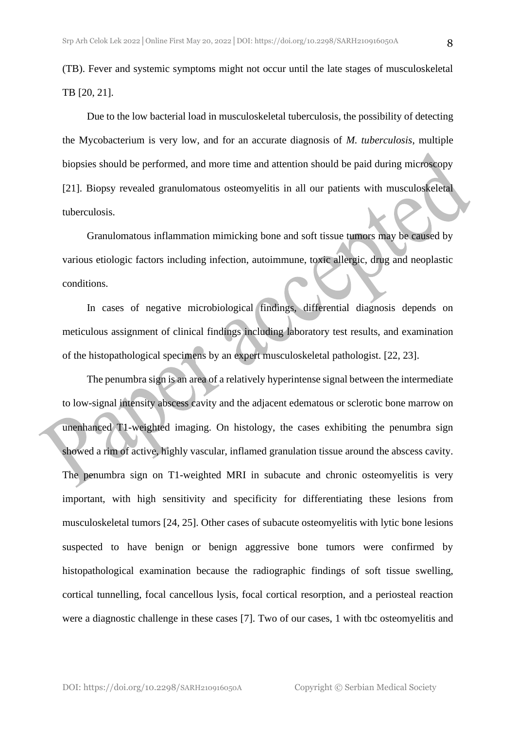(TB). Fever and systemic symptoms might not occur until the late stages of musculoskeletal TB [20, 21].

Due to the low bacterial load in musculoskeletal tuberculosis, the possibility of detecting the Mycobacterium is very low, and for an accurate diagnosis of *M. tuberculosis*, multiple biopsies should be performed, and more time and attention should be paid during microscopy [21]. Biopsy revealed granulomatous osteomyelitis in all our patients with musculoskeletal tuberculosis.

Granulomatous inflammation mimicking bone and soft tissue tumors may be caused by various etiologic factors including infection, autoimmune, toxic allergic, drug and neoplastic conditions.

In cases of negative microbiological findings, differential diagnosis depends on meticulous assignment of clinical findings including laboratory test results, and examination of the histopathological specimens by an expert musculoskeletal pathologist. [22, 23].

The penumbra sign is an area of a relatively hyperintense signal between the intermediate to low-signal intensity abscess cavity and the adjacent edematous or sclerotic bone marrow on unenhanced T1-weighted imaging. On histology, the cases exhibiting the penumbra sign showed a rim of active, highly vascular, inflamed granulation tissue around the abscess cavity. The penumbra sign on T1-weighted MRI in subacute and chronic osteomyelitis is very important, with high sensitivity and specificity for differentiating these lesions from musculoskeletal tumors [24, 25]. Other cases of subacute osteomyelitis with lytic bone lesions suspected to have benign or benign aggressive bone tumors were confirmed by histopathological examination because the radiographic findings of soft tissue swelling, cortical tunnelling, focal cancellous lysis, focal cortical resorption, and a periosteal reaction were a diagnostic challenge in these cases [7]. Two of our cases, 1 with tbc osteomyelitis and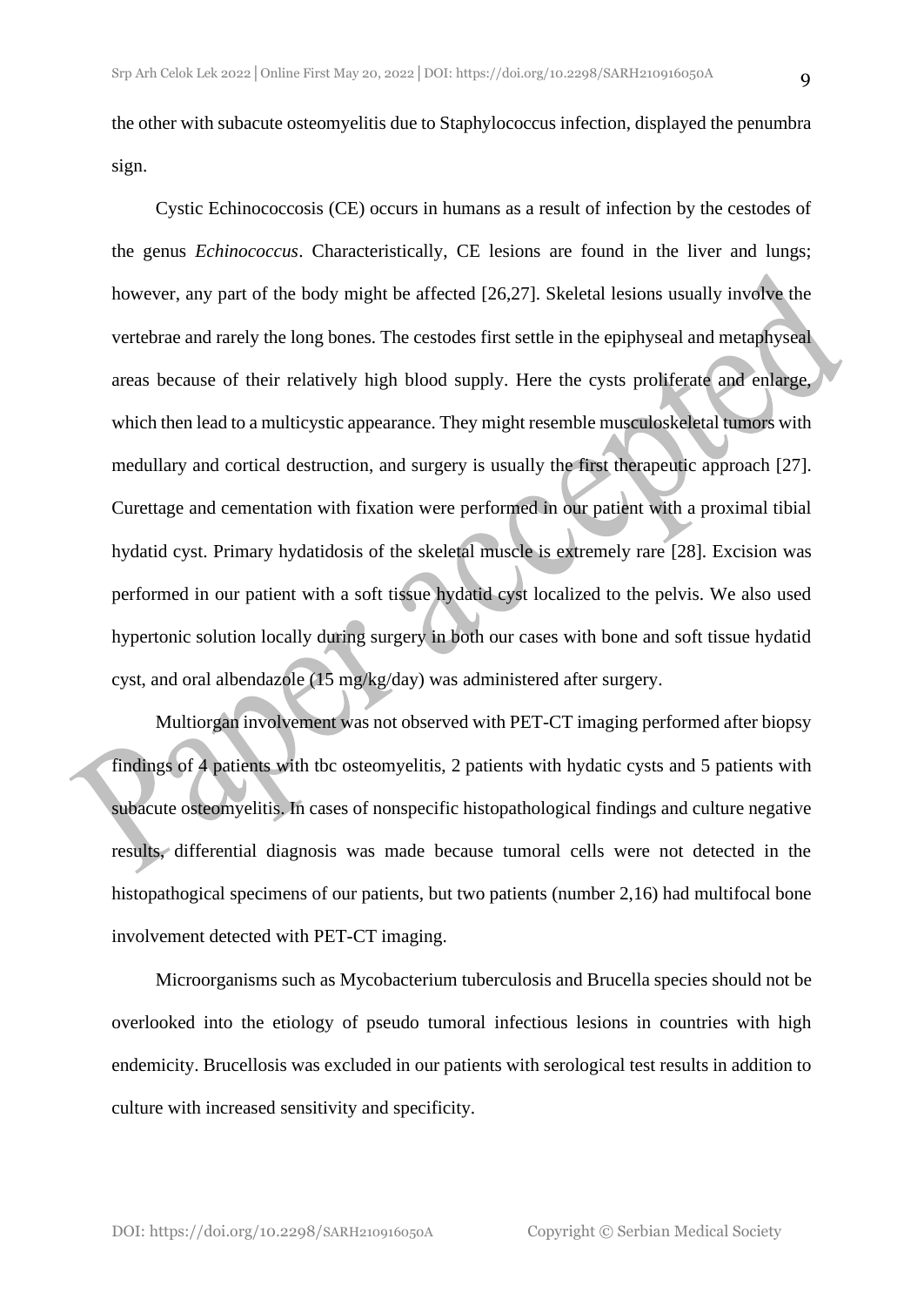the other with subacute osteomyelitis due to Staphylococcus infection, displayed the penumbra sign.

Cystic Echinococcosis (CE) occurs in humans as a result of infection by the cestodes of the genus *Echinococcus*. Characteristically, CE lesions are found in the liver and lungs; however, any part of the body might be affected [26,27]. Skeletal lesions usually involve the vertebrae and rarely the long bones. The cestodes first settle in the epiphyseal and metaphyseal areas because of their relatively high blood supply. Here the cysts proliferate and enlarge, which then lead to a multicystic appearance. They might resemble musculoskeletal tumors with medullary and cortical destruction, and surgery is usually the first therapeutic approach [27]. Curettage and cementation with fixation were performed in our patient with a proximal tibial hydatid cyst. Primary hydatidosis of the skeletal muscle is extremely rare [28]. Excision was performed in our patient with a soft tissue hydatid cyst localized to the pelvis. We also used hypertonic solution locally during surgery in both our cases with bone and soft tissue hydatid cyst, and oral albendazole (15 mg/kg/day) was administered after surgery.

Multiorgan involvement was not observed with PET-CT imaging performed after biopsy findings of 4 patients with tbc osteomyelitis, 2 patients with hydatic cysts and 5 patients with subacute osteomyelitis. In cases of nonspecific histopathological findings and culture negative results, differential diagnosis was made because tumoral cells were not detected in the histopathogical specimens of our patients, but two patients (number 2,16) had multifocal bone involvement detected with PET-CT imaging.

Microorganisms such as Mycobacterium tuberculosis and Brucella species should not be overlooked into the etiology of pseudo tumoral infectious lesions in countries with high endemicity. Brucellosis was excluded in our patients with serological test results in addition to culture with increased sensitivity and specificity.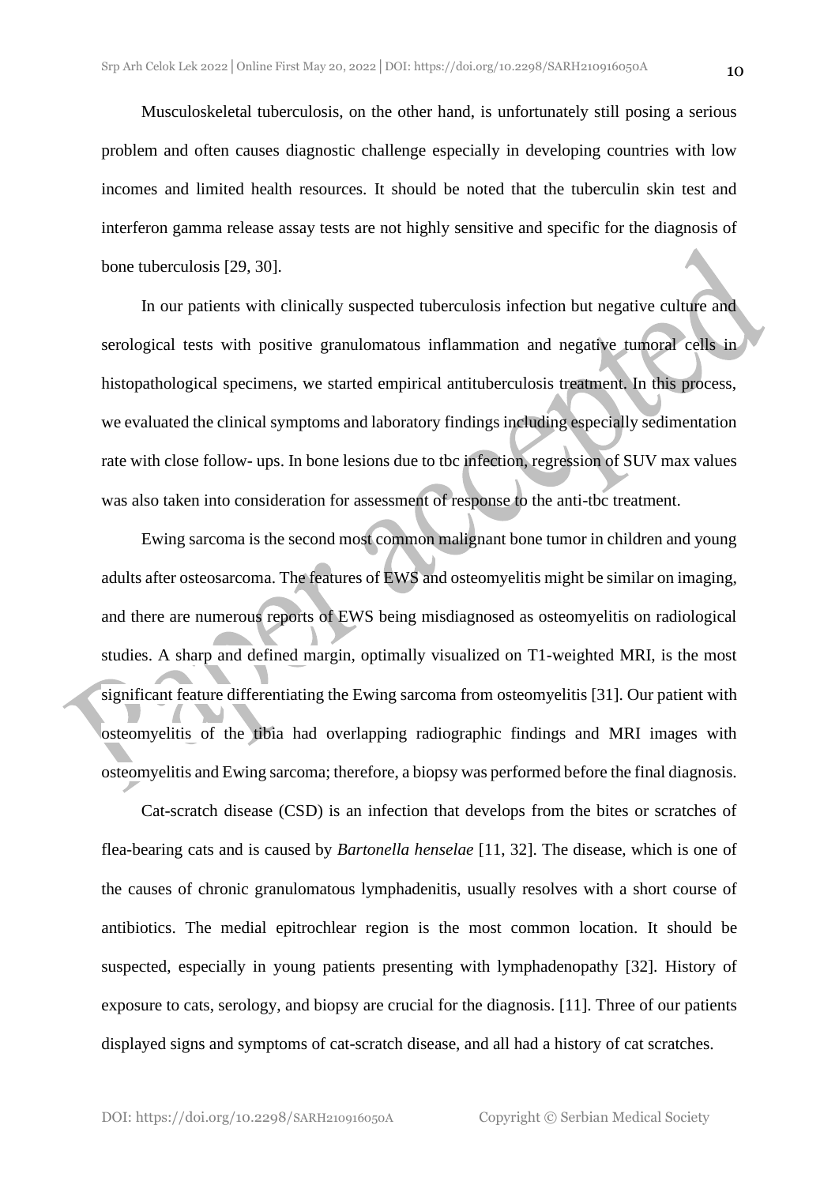Musculoskeletal tuberculosis, on the other hand, is unfortunately still posing a serious problem and often causes diagnostic challenge especially in developing countries with low incomes and limited health resources. It should be noted that the tuberculin skin test and interferon gamma release assay tests are not highly sensitive and specific for the diagnosis of bone tuberculosis [29, 30].

In our patients with clinically suspected tuberculosis infection but negative culture and serological tests with positive granulomatous inflammation and negative tumoral cells in histopathological specimens, we started empirical antituberculosis treatment. In this process, we evaluated the clinical symptoms and laboratory findings including especially sedimentation rate with close follow- ups. In bone lesions due to tbc infection, regression of SUV max values was also taken into consideration for assessment of response to the anti-tbc treatment.

Ewing sarcoma is the second most common malignant bone tumor in children and young adults after osteosarcoma. The features of EWS and osteomyelitis might be similar on imaging, and there are numerous reports of EWS being misdiagnosed as osteomyelitis on radiological studies. A sharp and defined margin, optimally visualized on T1-weighted MRI, is the most significant feature differentiating the Ewing sarcoma from osteomyelitis [31]. Our patient with osteomyelitis of the tibia had overlapping radiographic findings and MRI images with osteomyelitis and Ewing sarcoma; therefore, a biopsy was performed before the final diagnosis.

Cat-scratch disease (CSD) is an infection that develops from the bites or scratches of flea-bearing cats and is caused by *Bartonella henselae* [11, 32]. The disease, which is one of the causes of chronic granulomatous lymphadenitis, usually resolves with a short course of antibiotics. The medial epitrochlear region is the most common location. It should be suspected, especially in young patients presenting with lymphadenopathy [32]. History of exposure to cats, serology, and biopsy are crucial for the diagnosis. [11]. Three of our patients displayed signs and symptoms of cat-scratch disease, and all had a history of cat scratches.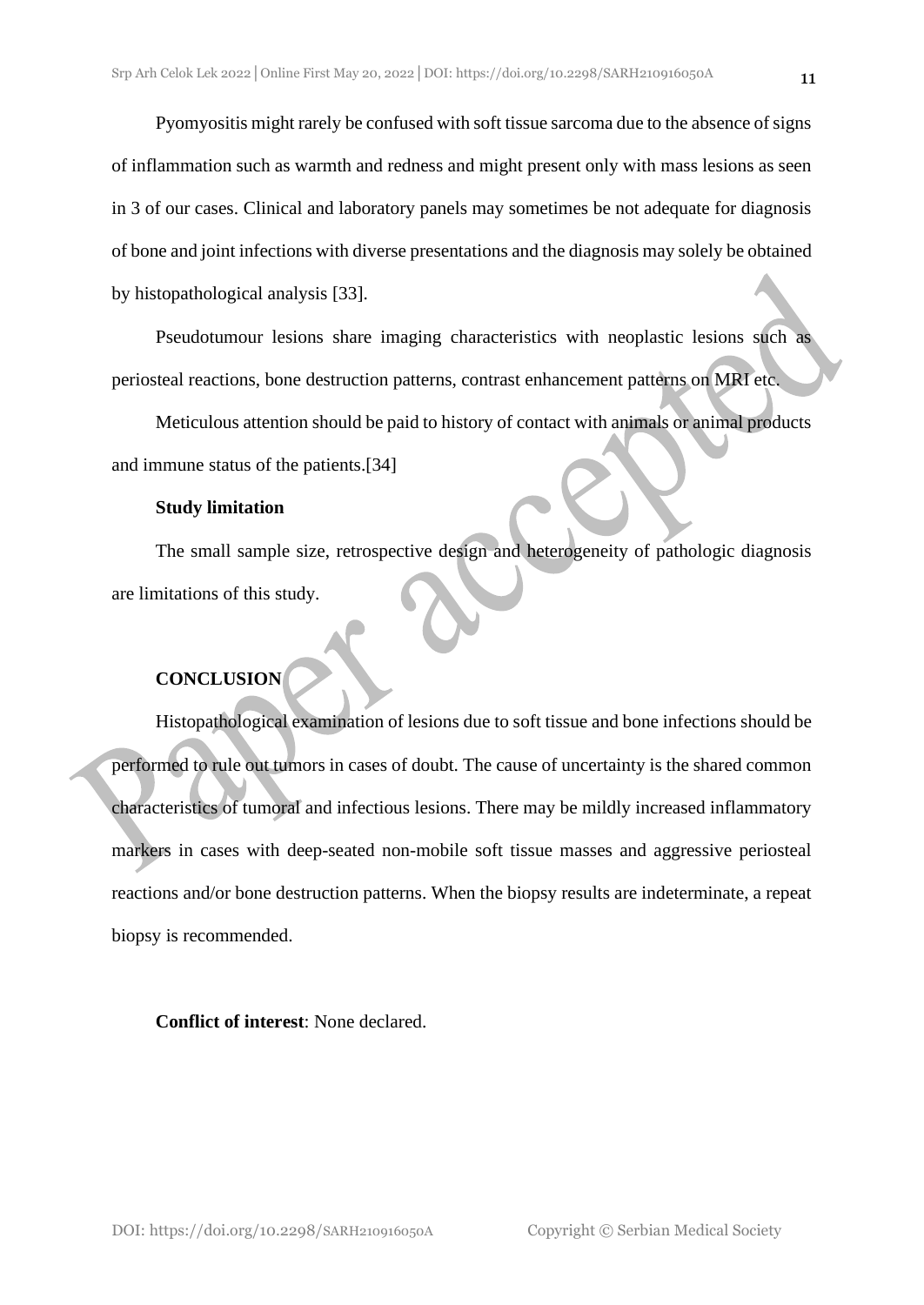Pyomyositis might rarely be confused with soft tissue sarcoma due to the absence of signs of inflammation such as warmth and redness and might present only with mass lesions as seen in 3 of our cases. Clinical and laboratory panels may sometimes be not adequate for diagnosis of bone and joint infections with diverse presentations and the diagnosis may solely be obtained by histopathological analysis [33].

Pseudotumour lesions share imaging characteristics with neoplastic lesions such as periosteal reactions, bone destruction patterns, contrast enhancement patterns on MRI etc.

Meticulous attention should be paid to history of contact with animals or animal products and immune status of the patients.[34]

**Study limitation**

The small sample size, retrospective design and heterogeneity of pathologic diagnosis are limitations of this study.

## CONCLUSION

Histopathological examination of lesions due to soft tissue and bone infections should be performed to rule out tumors in cases of doubt. The cause of uncertainty is the shared common characteristics of tumoral and infectious lesions. There may be mildly increased inflammatory markers in cases with deep-seated non-mobile soft tissue masses and aggressive periosteal reactions and/or bone destruction patterns. When the biopsy results are indeterminate, a repeat biopsy is recommended.

**Conflict of interest**: None declared.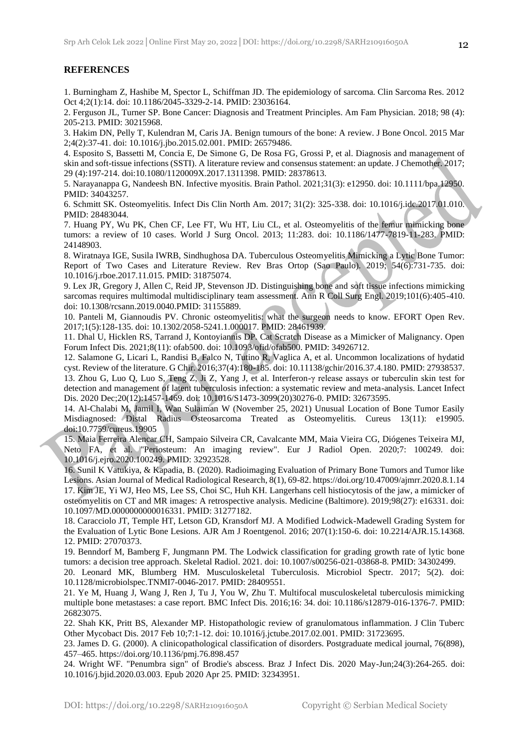## REFERENCES

1. Burningham Z, Hashibe M, Spector L, Schiffman JD. The epidemiology of sarcoma. Clin Sarcoma Res. 2012 Oct 4;2(1):14. doi: 10.1186/2045-3329-2-14. PMID: 23036164.

2. Ferguson JL, Turner SP. Bone Cancer: Diagnosis and Treatment Principles. Am Fam Physician. 2018; 98 (4): 205-213. PMID: 30215968.

3. Hakim DN, Pelly T, Kulendran M, Caris JA. Benign tumours of the bone: A review. J Bone Oncol. 2015 Mar 2;4(2):37-41. doi: 10.1016/j.jbo.2015.02.001. PMID: 26579486.

4. Esposito S, Bassetti M, Concia E, De Simone G, De Rosa FG, Grossi P, et al. Diagnosis and management of skin and soft-tissue infections (SSTI). A literature review and consensus statement: an update. J Chemother. 2017; 29 (4):197-214. doi:10.1080/1120009X.2017.1311398. PMID: 28378613.

5. Narayanappa G, Nandeesh BN. Infective myositis. Brain Pathol. 2021;31(3): e12950. doi: 10.1111/bpa.12950. PMID: 34043257.

6. Schmitt SK. Osteomyelitis. Infect Dis Clin North Am. 2017; 31(2): 325-338. doi: 10.1016/j.idc.2017.01.010. PMID: 28483044.

7. Huang PY, Wu PK, Chen CF, Lee FT, Wu HT, Liu CL, et al. Osteomyelitis of the femur mimicking bone tumors: a review of 10 cases. World J Surg Oncol. 2013; 11:283. doi: 10.1186/1477-7819-11-283. PMID: 24148903.

8. Wiratnaya IGE, Susila IWRB, Sindhughosa DA. Tuberculous Osteomyelitis Mimicking a Lytic Bone Tumor: Report of Two Cases and Literature Review. Rev Bras Ortop (Sao Paulo). 2019; 54(6):731-735. doi: 10.1016/j.rboe.2017.11.015. PMID: 31875074.

9. Lex JR, Gregory J, Allen C, Reid JP, Stevenson JD. Distinguishing bone and soft tissue infections mimicking sarcomas requires multimodal multidisciplinary team assessment. Ann R Coll Surg Engl. 2019;101(6):405-410. doi: 10.1308/rcsann.2019.0040.PMID: 31155889.

10. Panteli M, Giannoudis PV. Chronic osteomyelitis: what the surgeon needs to know. EFORT Open Rev. 2017;1(5):128-135. doi: 10.1302/2058-5241.1.000017. PMID: 28461939.

11. Dhal U, Hicklen RS, Tarrand J, Kontoyiannis DP. Cat Scratch Disease as a Mimicker of Malignancy. Open Forum Infect Dis. 2021;8(11): ofab500. doi: 10.1093/ofid/ofab500. PMID: 34926712.

12. Salamone G, Licari L, Randisi B, Falco N, Tutino R, Vaglica A, et al. Uncommon localizations of hydatid cyst. Review of the literature. G Chir. 2016;37(4):180-185. doi: 10.11138/gchir/2016.37.4.180. PMID: 27938537.

13. Zhou G, Luo Q, Luo S, Teng Z, Ji Z, Yang J, et al. Interferon-γ release assays or tuberculin skin test for detection and management of latent tuberculosis infection: a systematic review and meta-analysis. Lancet Infect Dis. 2020 Dec;20(12):1457-1469. doi: 10.1016/S1473-3099(20)30276-0. PMID: 32673595.

14. Al-Chalabi M, Jamil I, Wan Sulaiman W (November 25, 2021) Unusual Location of Bone Tumor Easily Misdiagnosed: Distal Radius Osteosarcoma Treated as Osteomyelitis. Cureus 13(11): e19905. doi:10.7759/cureus.19905

15. Maia Ferreira Alencar CH, Sampaio Silveira CR, Cavalcante MM, Maia Vieira CG, Diógenes Teixeira MJ, Neto FA, et al. "Periosteum: An imaging review". Eur J Radiol Open. 2020;7: 100249. doi: 10.1016/j.ejro.2020.100249. PMID: 32923528.

16. Sunil K Vatukiya, & Kapadia, B. (2020). Radioimaging Evaluation of Primary Bone Tumors and Tumor like Lesions. Asian Journal of Medical Radiological Research, 8(1), 69-82. https://doi.org/10.47009/ajmrr.2020.8.1.14

17. Kim JE, Yi WJ, Heo MS, Lee SS, Choi SC, Huh KH. Langerhans cell histiocytosis of the jaw, a mimicker of osteomyelitis on CT and MR images: A retrospective analysis. Medicine (Baltimore). 2019;98(27): e16331. doi: 10.1097/MD.0000000000016331. PMID: 31277182.

18. Caracciolo JT, Temple HT, Letson GD, Kransdorf MJ. A Modified Lodwick-Madewell Grading System for the Evaluation of Lytic Bone Lesions. AJR Am J Roentgenol. 2016; 207(1):150-6. doi: 10.2214/AJR.15.14368. 12. PMID: 27070373.

19. Benndorf M, Bamberg F, Jungmann PM. The Lodwick classification for grading growth rate of lytic bone tumors: a decision tree approach. Skeletal Radiol. 2021. doi: 10.1007/s00256-021-03868-8. PMID: 34302499.

20. Leonard MK, Blumberg HM. Musculoskeletal Tuberculosis. Microbiol Spectr. 2017; 5(2). doi: 10.1128/microbiolspec.TNMI7-0046-2017. PMID: 28409551.

21. Ye M, Huang J, Wang J, Ren J, Tu J, You W, Zhu T. Multifocal musculoskeletal tuberculosis mimicking multiple bone metastases: a case report. BMC Infect Dis. 2016;16: 34. doi: 10.1186/s12879-016-1376-7. PMID: 26823075.

22. Shah KK, Pritt BS, Alexander MP. Histopathologic review of granulomatous inflammation. J Clin Tuberc Other Mycobact Dis. 2017 Feb 10;7:1-12. doi: 10.1016/j.jctube.2017.02.001. PMID: 31723695.

23. James D. G. (2000). A clinicopathological classification of disorders. Postgraduate medical journal, 76(898), 457–465. https://doi.org/10.1136/pmj.76.898.457

24. Wright WF. "Penumbra sign" of Brodie's abscess. Braz J Infect Dis. 2020 May-Jun;24(3):264-265. doi: 10.1016/j.bjid.2020.03.003. Epub 2020 Apr 25. PMID: 32343951.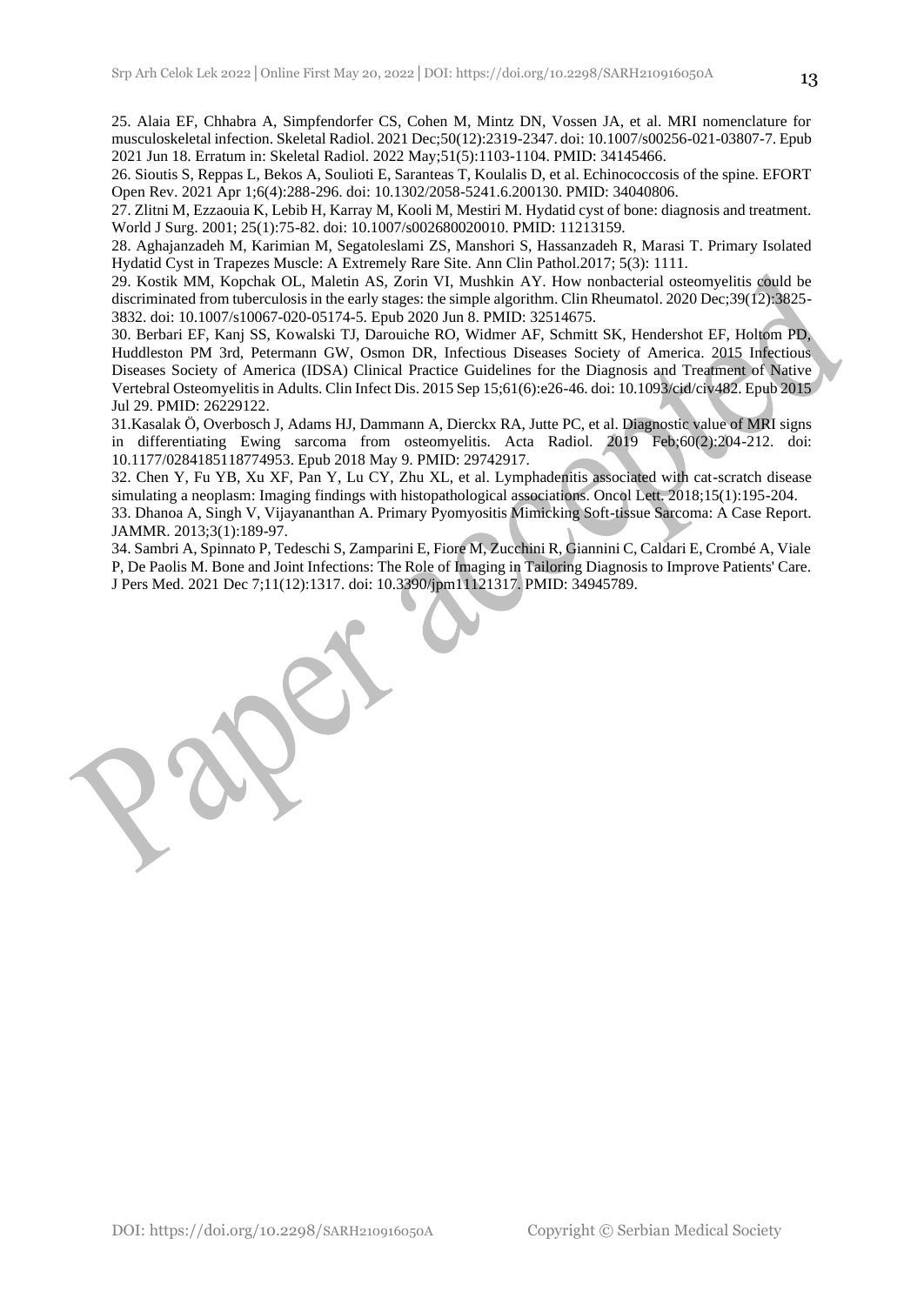25. Alaia EF, Chhabra A, Simpfendorfer CS, Cohen M, Mintz DN, Vossen JA, et al. MRI nomenclature for musculoskeletal infection. Skeletal Radiol. 2021 Dec;50(12):2319-2347. doi: 10.1007/s00256-021-03807-7. Epub 2021 Jun 18. Erratum in: Skeletal Radiol. 2022 May;51(5):1103-1104. PMID: 34145466.

26. Sioutis S, Reppas L, Bekos A, Soulioti E, Saranteas T, Koulalis D, et al. Echinococcosis of the spine. EFORT Open Rev. 2021 Apr 1;6(4):288-296. doi: 10.1302/2058-5241.6.200130. PMID: 34040806.

27. Zlitni M, Ezzaouia K, Lebib H, Karray M, Kooli M, Mestiri M. Hydatid cyst of bone: diagnosis and treatment. World J Surg. 2001; 25(1):75-82. doi: 10.1007/s002680020010. PMID: 11213159.

28. Aghajanzadeh M, Karimian M, Segatoleslami ZS, Manshori S, Hassanzadeh R, Marasi T. Primary Isolated Hydatid Cyst in Trapezes Muscle: A Extremely Rare Site. Ann Clin Pathol.2017; 5(3): 1111.

29. Kostik MM, Kopchak OL, Maletin AS, Zorin VI, Mushkin AY. How nonbacterial osteomyelitis could be discriminated from tuberculosis in the early stages: the simple algorithm. Clin Rheumatol. 2020 Dec;39(12):3825-3832. doi: 10.1007/s10067-020-05174-5. Epub 2020 Jun 8. PMID: 32514675.

30. Berbari EF, Kanj SS, Kowalski TJ, Darouiche RO, Widmer AF, Schmitt SK, Hendershot EF, Holtom PD, Huddleston PM 3rd, Petermann GW, Osmon DR, Infectious Diseases Society of America. 2015 Infectious Diseases Society of America (IDSA) Clinical Practice Guidelines for the Diagnosis and Treatment of Native Vertebral Osteomyelitis in Adults. Clin Infect Dis. 2015 Sep 15;61(6):e26-46. doi: 10.1093/cid/civ482. Epub 2015 Jul 29. PMID: 26229122.

31.Kasalak Ö, Overbosch J, Adams HJ, Dammann A, Dierckx RA, Jutte PC, et al. Diagnostic value of MRI signs in differentiating Ewing sarcoma from osteomyelitis. Acta Radiol. 2019 Feb;60(2):204-212. doi: 10.1177/0284185118774953. Epub 2018 May 9. PMID: 29742917.

32. Chen Y, Fu YB, Xu XF, Pan Y, Lu CY, Zhu XL, et al. Lymphadenitis associated with cat-scratch disease simulating a neoplasm: Imaging findings with histopathological associations. Oncol Lett. 2018;15(1):195-204.

33. Dhanoa A, Singh V, Vijayananthan A. Primary Pyomyositis Mimicking Soft-tissue Sarcoma: A Case Report. JAMMR. 2013;3(1):189-97.

34. Sambri A, Spinnato P, Tedeschi S, Zamparini E, Fiore M, Zucchini R, Giannini C, Caldari E, Crombé A, Viale P, De Paolis M. Bone and Joint Infections: The Role of Imaging in Tailoring Diagnosis to Improve Patients' Care. J Pers Med. 2021 Dec 7;11(12):1317. doi: 10.3390/jpm11121317. PMID: 34945789.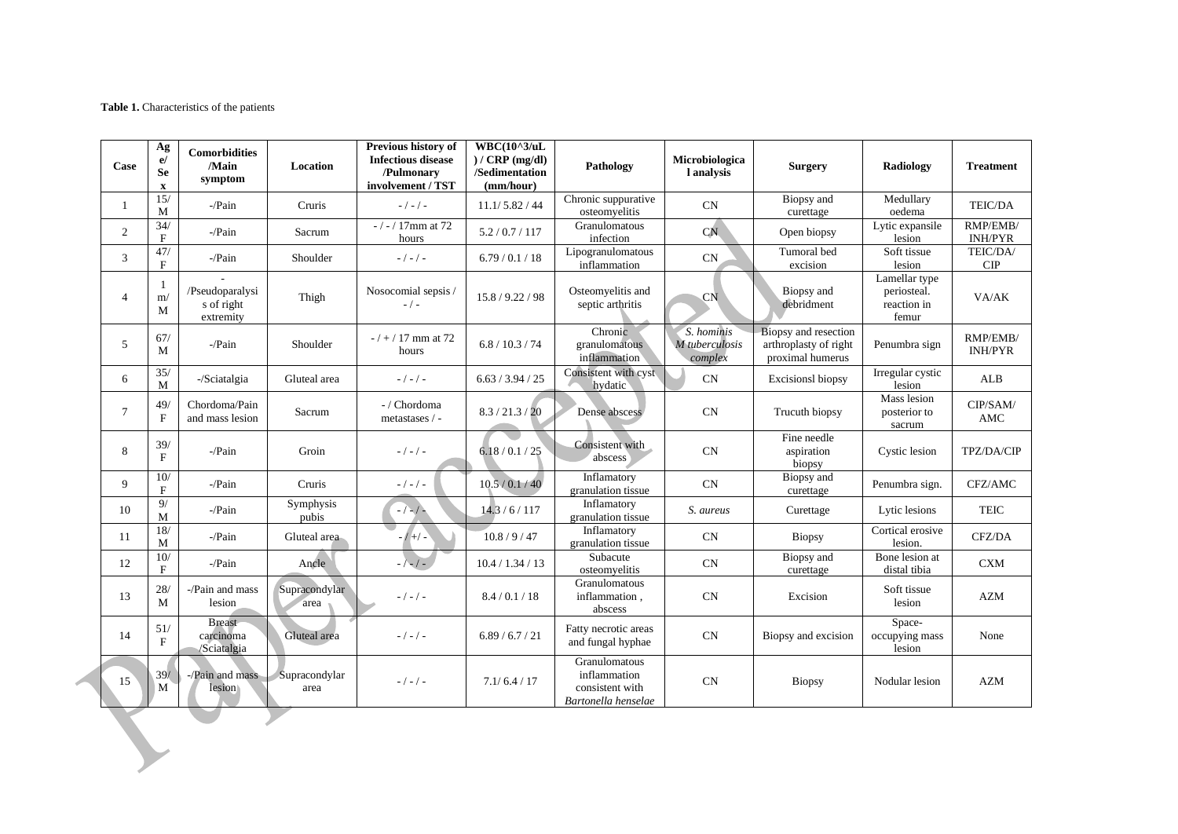**Table 1.** Characteristics of the patients

| Case | Age/Sex | Comorbidities /Main symptom | Location | Previous history of Infectious disease /Pulmonary involvement / TST | WBC(10^3/uL) / CRP (mg/dl) /Sedimentation (mm/hour) | Pathology | Microbiological analysis | Surgery | Radiology | Treatment |
|---|---|---|---|---|---|---|---|---|---|---|
| 1 | 15/M | -/Pain | Cruris | - / - / - | 11.1/ 5.82 / 44 | Chronic suppurative osteomyelitis | CN | Biopsy and curettage | Medullary oedema | TEIC/DA |
| 2 | 34/F | -/Pain | Sacrum | - / - / 17mm at 72 hours | 5.2 / 0.7 / 117 | Granulomatous infection | CN | Open biopsy | Lytic expansile lesion | RMP/EMB/INH/PYR |
| 3 | 47/F | -/Pain | Shoulder | - / - / - | 6.79 / 0.1 / 18 | Lipogranulomatous inflammation | CN | Tumoral bed excision | Soft tissue lesion | TEIC/DA/CIP |
| 4 | 1 m/M | - /Pseudoparalysis of right extremity | Thigh | Nosocomial sepsis / - / - | 15.8 / 9.22 / 98 | Osteomyelitis and septic arthritis | CN | Biopsy and debridment | Lamellar type periosteal. reaction in femur | VA/AK |
| 5 | 67/M | -/Pain | Shoulder | - / + / 17 mm at 72 hours | 6.8 / 10.3 / 74 | Chronic granulomatous inflammation | *S. hominis M tuberculosis complex* | Biopsy and resection arthroplasty of right proximal humerus | Penumbra sign | RMP/EMB/INH/PYR |
| 6 | 35/M | -/Sciatalgia | Gluteal area | - / - / - | 6.63 / 3.94 / 25 | Consistent with cyst hydatic | CN | Excisionsl biopsy | Irregular cystic lesion | ALB |
| 7 | 49/F | Chordoma/Pain and mass lesion | Sacrum | - / Chordoma metastases / - | 8.3 / 21.3 / 20 | Dense abscess | CN | Trucuth biopsy | Mass lesion posterior to sacrum | CIP/SAM/AMC |
| 8 | 39/F | -/Pain | Groin | - / - / - | 6.18 / 0.1 / 25 | Consistent with abscess | CN | Fine needle aspiration biopsy | Cystic lesion | TPZ/DA/CIP |
| 9 | 10/F | -/Pain | Cruris | - / - / - | 10.5 / 0.1 / 40 | Inflamatory granulation tissue | CN | Biopsy and curettage | Penumbra sign. | CFZ/AMC |
| 10 | 9/M | -/Pain | Symphysis pubis | - / - / - | 14.3 / 6 / 117 | Inflamatory granulation tissue | *S. aureus* | Curettage | Lytic lesions | TEIC |
| 11 | 18/M | -/Pain | Gluteal area | - / +/ - | 10.8 / 9 / 47 | Inflamatory granulation tissue | CN | Biopsy | Cortical erosive lesion. | CFZ/DA |
| 12 | 10/F | -/Pain | Ancle | - / - / - | 10.4 / 1.34 / 13 | Subacute osteomyelitis | CN | Biopsy and curettage | Bone lesion at distal tibia | CXM |
| 13 | 28/M | -/Pain and mass lesion | Supracondylar area | - / - / - | 8.4 / 0.1 / 18 | Granulomatous inflammation , abscess | CN | Excision | Soft tissue lesion | AZM |
| 14 | 51/F | Breast carcinoma /Sciatalgia | Gluteal area | - / - / - | 6.89 / 6.7 / 21 | Fatty necrotic areas and fungal hyphae | CN | Biopsy and excision | Space-occupying mass lesion | None |
| 15 | 39/M | -/Pain and mass lesion | Supracondylar area | - / - / - | 7.1/ 6.4 / 17 | Granulomatous inflammation consistent with *Bartonella henselae* | CN | Biopsy | Nodular lesion | AZM |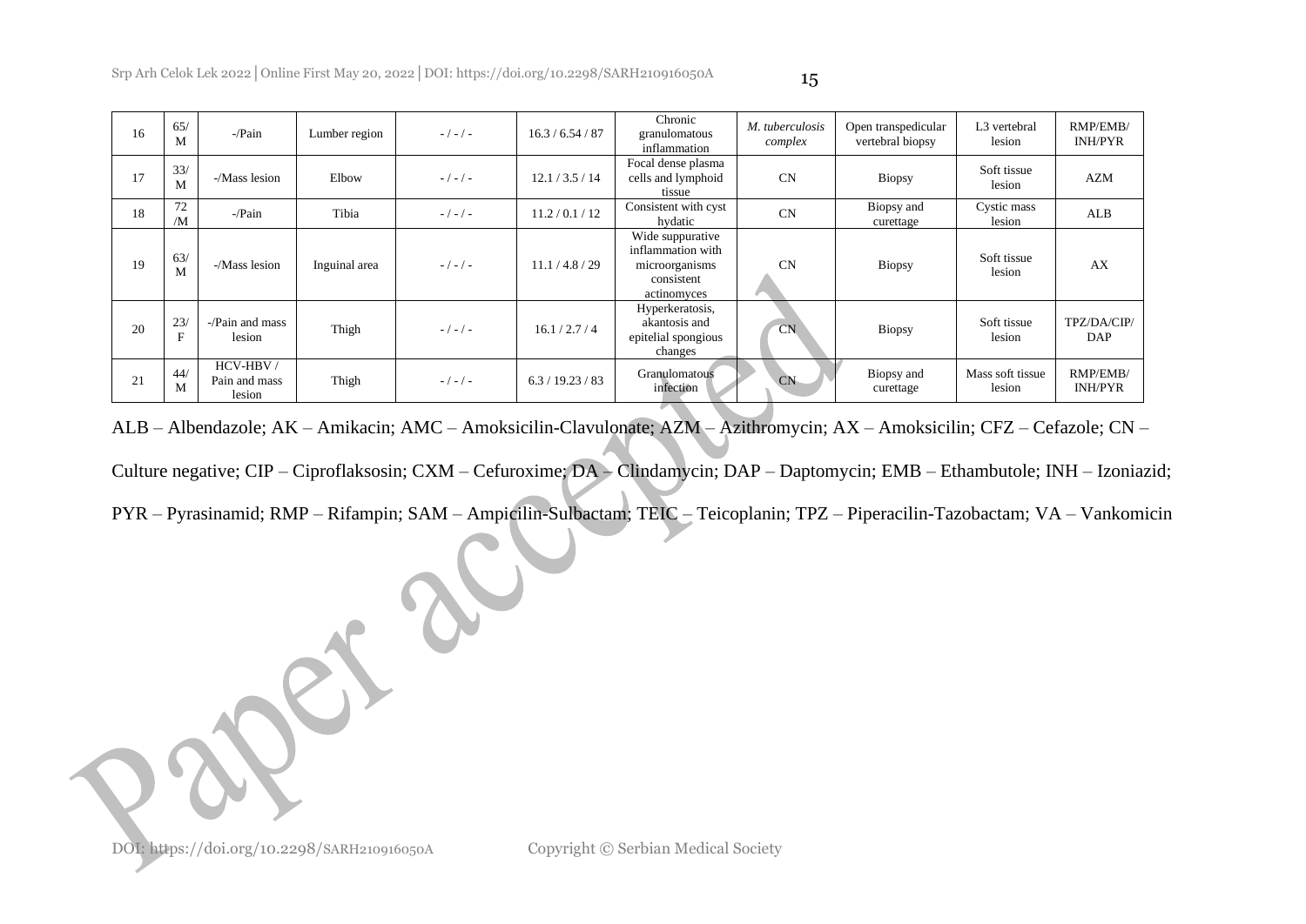| 16 | 65/ M | -/Pain | Lumber region | - / - / - | 16.3 / 6.54 / 87 | Chronic granulomatous inflammation | *M. tuberculosis complex* | Open transpedicular vertebral biopsy | L3 vertebral lesion | RMP/EMB/ INH/PYR |
|---|---|---|---|---|---|---|---|---|---|---|
| 17 | 33/ M | -/Mass lesion | Elbow | - / - / - | 12.1 / 3.5 / 14 | Focal dense plasma cells and lymphoid tissue | CN | Biopsy | Soft tissue lesion | AZM |
| 18 | 72 /M | -/Pain | Tibia | - / - / - | 11.2 / 0.1 / 12 | Consistent with cyst hydatic | CN | Biopsy and curettage | Cystic mass lesion | ALB |
| 19 | 63/ M | -/Mass lesion | Inguinal area | - / - / - | 11.1 / 4.8 / 29 | Wide suppurative inflammation with microorganisms consistent actinomyces | CN | Biopsy | Soft tissue lesion | AX |
| 20 | 23/ F | -/Pain and mass lesion | Thigh | - / - / - | 16.1 / 2.7 / 4 | Hyperkeratosis, akantosis and epitelial spongious changes | CN | Biopsy | Soft tissue lesion | TPZ/DA/CIP/ DAP |
| 21 | 44/ M | HCV-HBV / Pain and mass lesion | Thigh | - / - / - | 6.3 / 19.23 / 83 | Granulomatous infection | CN | Biopsy and curettage | Mass soft tissue lesion | RMP/EMB/ INH/PYR |

ALB – Albendazole; AK – Amikacin; AMC – Amoksicilin-Clavulonate; AZM – Azithromycin; AX – Amoksicilin; CFZ – Cefazole; CN – Culture negative; CIP – Ciproflaksosin; CXM – Cefuroxime; DA – Clindamycin; DAP – Daptomycin; EMB – Ethambutole; INH – Izoniazid; PYR – Pyrasinamid; RMP – Rifampin; SAM – Ampicilin-Sulbactam; TEIC – Teicoplanin; TPZ – Piperacilin-Tazobactam; VA – Vankomicin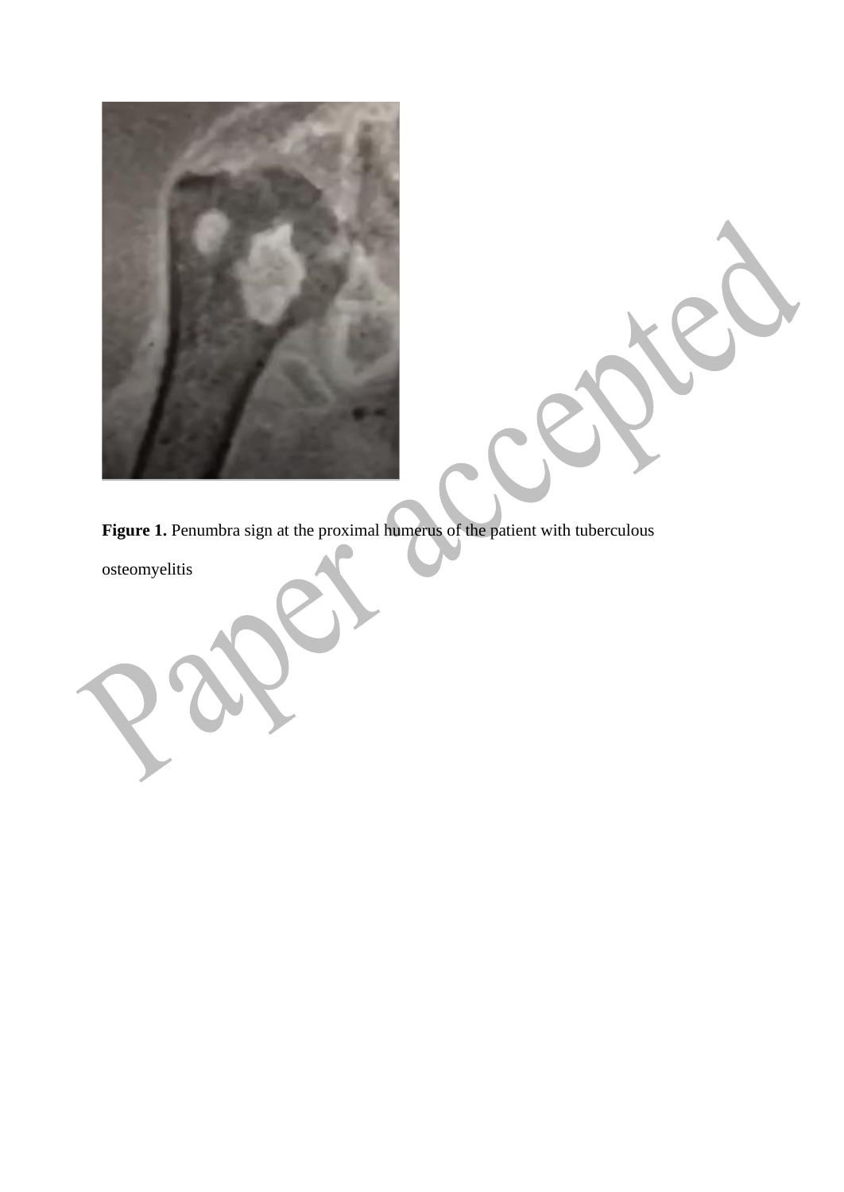**Figure 1.** Penumbra sign at the proximal humerus of the patient with tuberculous osteomyelitis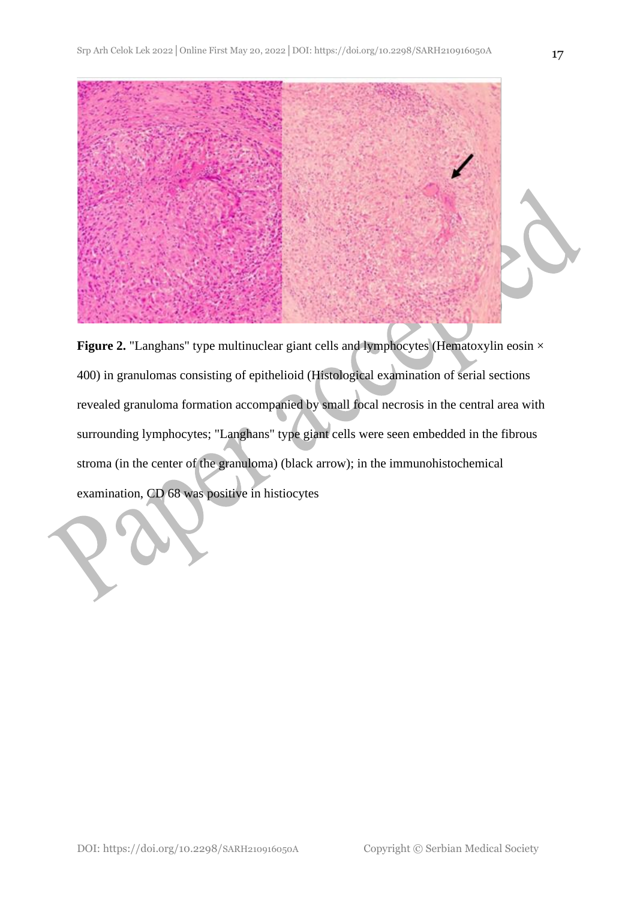**Figure 2.** "Langhans" type multinuclear giant cells and lymphocytes (Hematoxylin eosin × 400) in granulomas consisting of epithelioid (Histological examination of serial sections revealed granuloma formation accompanied by small focal necrosis in the central area with surrounding lymphocytes; "Langhans" type giant cells were seen embedded in the fibrous stroma (in the center of the granuloma) (black arrow); in the immunohistochemical examination, CD 68 was positive in histiocytes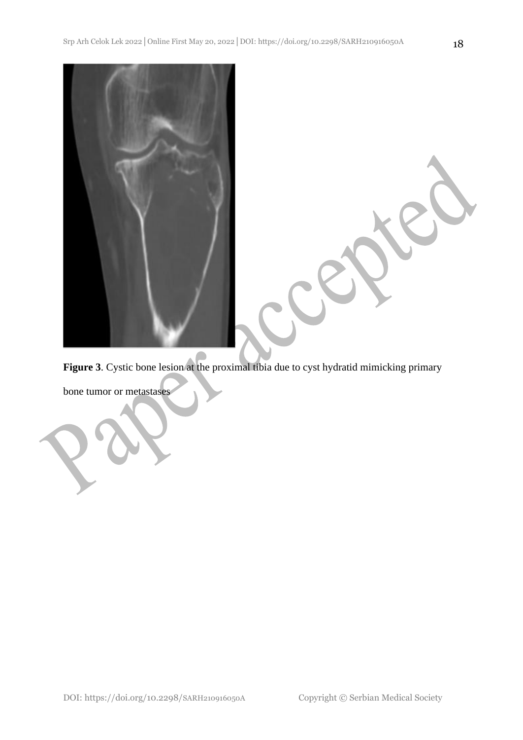**Figure 3**. Cystic bone lesion at the proximal tibia due to cyst hydratid mimicking primary bone tumor or metastases